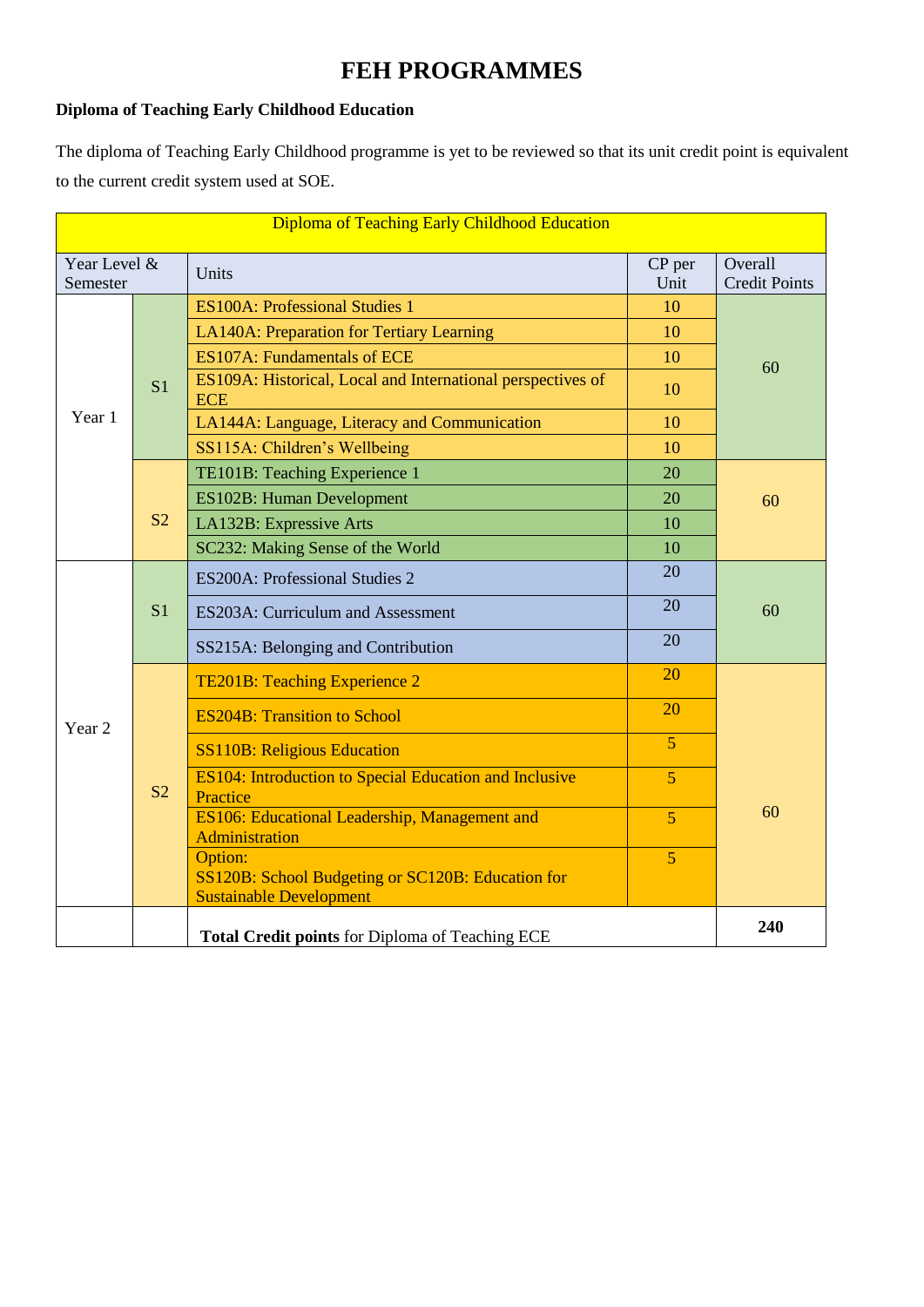# FEH PROGRAMMES

**Diploma of Teaching Early Childhood Education**

The diploma of Teaching Early Childhood programme is yet to be reviewed so that its unit credit point is equivalent to the current credit system used at SOE.

| Diploma of Teaching Early Childhood Education | | | | |
|---|---|---|---|---|
| Year Level & Semester | | Units | CP per Unit | Overall Credit Points |
| Year 1 | S1 | ES100A: Professional Studies 1 | 10 | 60 |
| | | LA140A: Preparation for Tertiary Learning | 10 | |
| | | ES107A: Fundamentals of ECE | 10 | |
| | | ES109A: Historical, Local and International perspectives of ECE | 10 | |
| | | LA144A: Language, Literacy and Communication | 10 | |
| | | SS115A: Children's Wellbeing | 10 | |
| | S2 | TE101B: Teaching Experience 1 | 20 | 60 |
| | | ES102B: Human Development | 20 | |
| | | LA132B: Expressive Arts | 10 | |
| | | SC232: Making Sense of the World | 10 | |
| Year 2 | S1 | ES200A: Professional Studies 2 | 20 | 60 |
| | | ES203A: Curriculum and Assessment | 20 | |
| | | SS215A: Belonging and Contribution | 20 | |
| | S2 | TE201B: Teaching Experience 2 | 20 | 60 |
| | | ES204B: Transition to School | 20 | |
| | | SS110B: Religious Education | 5 | |
| | | ES104: Introduction to Special Education and Inclusive Practice | 5 | |
| | | ES106: Educational Leadership, Management and Administration | 5 | |
| | | Option: SS120B: School Budgeting or SC120B: Education for Sustainable Development | 5 | |
| | | **Total Credit points** for Diploma of Teaching ECE | | **240** |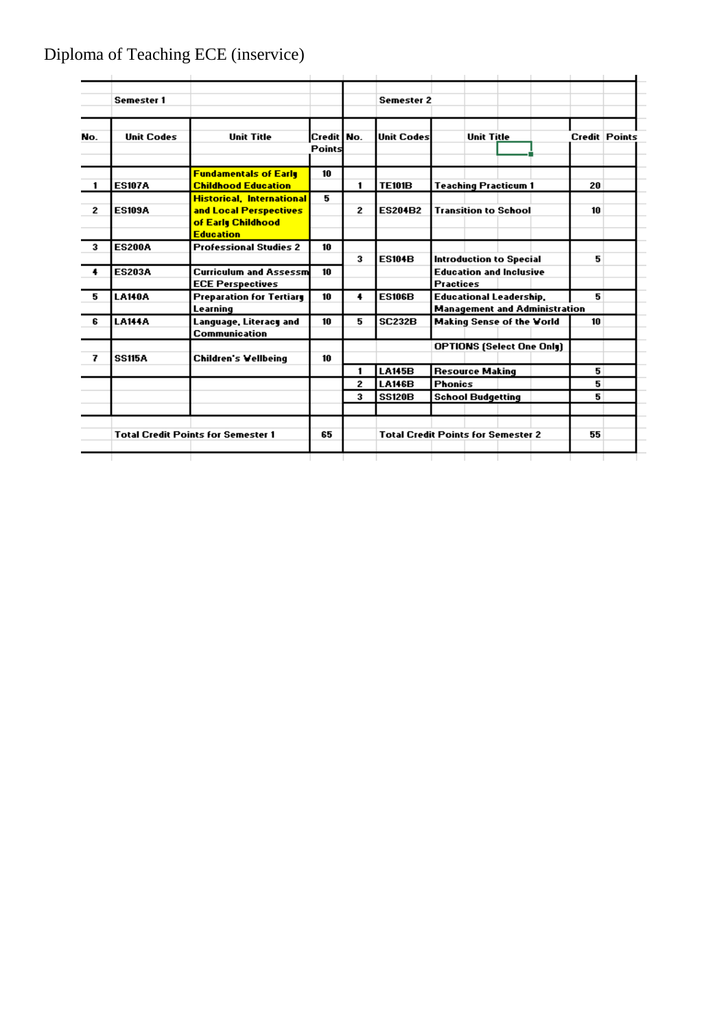# Diploma of Teaching ECE (inservice)

| No. | Unit Codes | Unit Title | Credit Points | No. | Unit Codes | Unit Title | Credit Points |
|---|---|---|---|---|---|---|---|
| | **Semester 1** | | | | **Semester 2** | | |
| 1 | ES107A | Fundamentals of Early Childhood Education | 10 | 1 | TE101B | Teaching Practicum 1 | 20 |
| 2 | ES109A | Historical, International and Local Perspectives of Early Childhood Education | 5 | 2 | ES204B2 | Transition to School | 10 |
| 3 | ES200A | Professional Studies 2 | 10 | 3 | ES104B | Introduction to Special Education and Inclusive Practices | 5 |
| 4 | ES203A | Curriculum and Assessm ECE Perspectives | 10 | | | | |
| 5 | LA140A | Preparation for Tertiary Learning | 10 | 4 | ES106B | Educational Leadership, Management and Administration | 5 |
| 6 | LA144A | Language, Literacy and Communication | 10 | 5 | SC232B | Making Sense of the World | 10 |
| | | | | | | OPTIONS (Select One Only) | |
| 7 | SS115A | Children's Wellbeing | 10 | 1 | LA145B | Resource Making | 5 |
| | | | | 2 | LA146B | Phonics | 5 |
| | | | | 3 | SS120B | School Budgetting | 5 |
| | Total Credit Points for Semester 1 | | 65 | | Total Credit Points for Semester 2 | | 55 |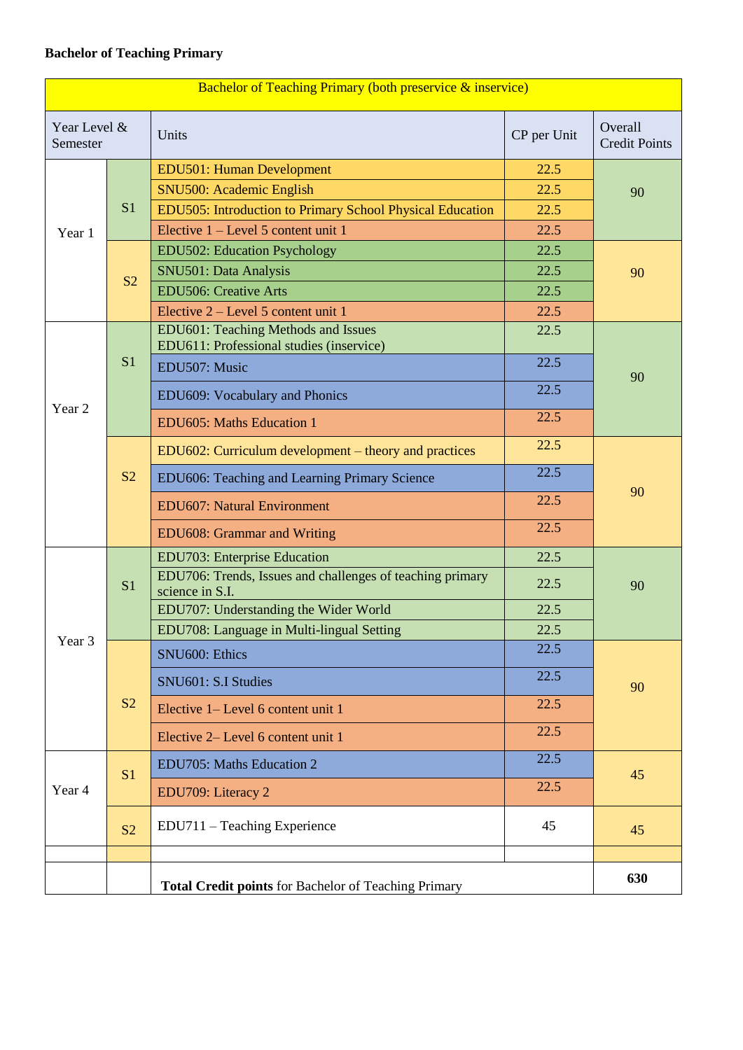**Bachelor of Teaching Primary**

| Bachelor of Teaching Primary (both preservice & inservice) | | | | |
|---|---|---|---|---|
| Year Level & Semester | | Units | CP per Unit | Overall Credit Points |
| Year 1 | S1 | EDU501: Human Development | 22.5 | 90 |
| | | SNU500: Academic English | 22.5 | |
| | | EDU505: Introduction to Primary School Physical Education | 22.5 | |
| | | Elective 1 – Level 5 content unit 1 | 22.5 | |
| | S2 | EDU502: Education Psychology | 22.5 | 90 |
| | | SNU501: Data Analysis | 22.5 | |
| | | EDU506: Creative Arts | 22.5 | |
| | | Elective 2 – Level 5 content unit 1 | 22.5 | |
| Year 2 | S1 | EDU601: Teaching Methods and Issues<br>EDU611: Professional studies (inservice) | 22.5 | 90 |
| | | EDU507: Music | 22.5 | |
| | | EDU609: Vocabulary and Phonics | 22.5 | |
| | | EDU605: Maths Education 1 | 22.5 | |
| | S2 | EDU602: Curriculum development – theory and practices | 22.5 | 90 |
| | | EDU606: Teaching and Learning Primary Science | 22.5 | |
| | | EDU607: Natural Environment | 22.5 | |
| | | EDU608: Grammar and Writing | 22.5 | |
| Year 3 | S1 | EDU703: Enterprise Education | 22.5 | 90 |
| | | EDU706: Trends, Issues and challenges of teaching primary science in S.I. | 22.5 | |
| | | EDU707: Understanding the Wider World | 22.5 | |
| | | EDU708: Language in Multi-lingual Setting | 22.5 | |
| | S2 | SNU600: Ethics | 22.5 | 90 |
| | | SNU601: S.I Studies | 22.5 | |
| | | Elective 1– Level 6 content unit 1 | 22.5 | |
| | | Elective 2– Level 6 content unit 1 | 22.5 | |
| Year 4 | S1 | EDU705: Maths Education 2 | 22.5 | 45 |
| | | EDU709: Literacy 2 | 22.5 | |
| | S2 | EDU711 – Teaching Experience | 45 | 45 |
| | | | | |
| | | **Total Credit points** for Bachelor of Teaching Primary | | **630** |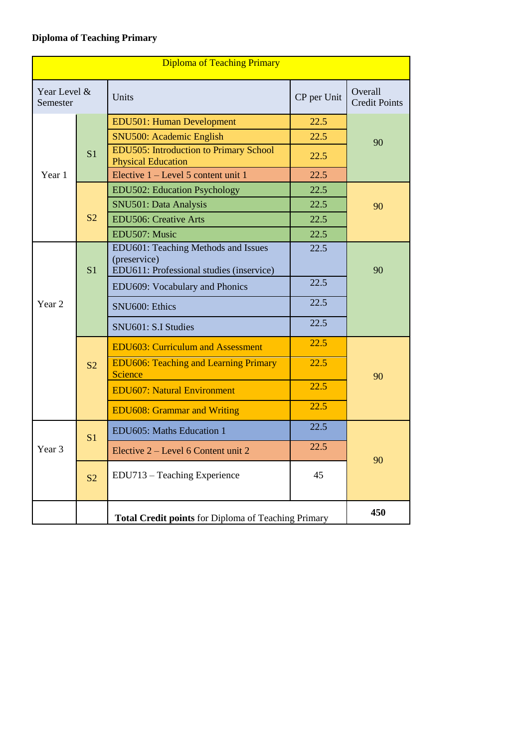**Diploma of Teaching Primary**

| Diploma of Teaching Primary | | | | |
|---|---|---|---|---|
| Year Level & Semester | | Units | CP per Unit | Overall Credit Points |
| Year 1 | S1 | EDU501: Human Development | 22.5 | 90 |
| | | SNU500: Academic English | 22.5 | |
| | | EDU505: Introduction to Primary School Physical Education | 22.5 | |
| | | Elective 1 – Level 5 content unit 1 | 22.5 | |
| | S2 | EDU502: Education Psychology | 22.5 | 90 |
| | | SNU501: Data Analysis | 22.5 | |
| | | EDU506: Creative Arts | 22.5 | |
| | | EDU507: Music | 22.5 | |
| Year 2 | S1 | EDU601: Teaching Methods and Issues (preservice) EDU611: Professional studies (inservice) | 22.5 | 90 |
| | | EDU609: Vocabulary and Phonics | 22.5 | |
| | | SNU600: Ethics | 22.5 | |
| | | SNU601: S.I Studies | 22.5 | |
| | S2 | EDU603: Curriculum and Assessment | 22.5 | 90 |
| | | EDU606: Teaching and Learning Primary Science | 22.5 | |
| | | EDU607: Natural Environment | 22.5 | |
| | | EDU608: Grammar and Writing | 22.5 | |
| Year 3 | S1 | EDU605: Maths Education 1 | 22.5 | 90 |
| | | Elective 2 – Level 6 Content unit 2 | 22.5 | |
| | S2 | EDU713 – Teaching Experience | 45 | |
| | | **Total Credit points** for Diploma of Teaching Primary | | **450** |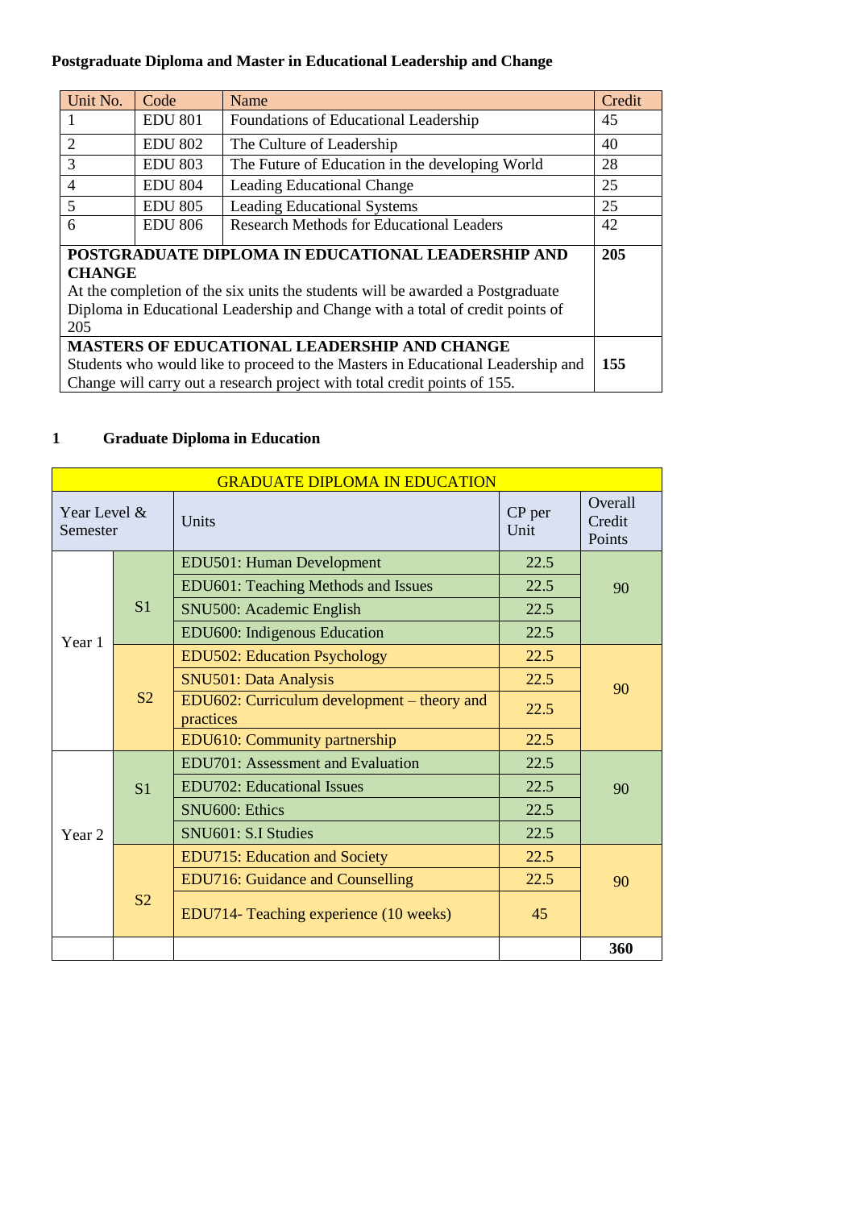**Postgraduate Diploma and Master in Educational Leadership and Change**

| Unit No. | Code | Name | Credit |
|---|---|---|---|
| 1 | EDU 801 | Foundations of Educational Leadership | 45 |
| 2 | EDU 802 | The Culture of Leadership | 40 |
| 3 | EDU 803 | The Future of Education in the developing World | 28 |
| 4 | EDU 804 | Leading Educational Change | 25 |
| 5 | EDU 805 | Leading Educational Systems | 25 |
| 6 | EDU 806 | Research Methods for Educational Leaders | 42 |
| **POSTGRADUATE DIPLOMA IN EDUCATIONAL LEADERSHIP AND CHANGE** At the completion of the six units the students will be awarded a Postgraduate Diploma in Educational Leadership and Change with a total of credit points of 205 | | | **205** |
| **MASTERS OF EDUCATIONAL LEADERSHIP AND CHANGE** Students who would like to proceed to the Masters in Educational Leadership and Change will carry out a research project with total credit points of 155. | | | **155** |

## 1 Graduate Diploma in Education

| GRADUATE DIPLOMA IN EDUCATION | | | | |
|---|---|---|---|---|
| Year Level & Semester | | Units | CP per Unit | Overall Credit Points |
| Year 1 | S1 | EDU501: Human Development | 22.5 | 90 |
| | | EDU601: Teaching Methods and Issues | 22.5 | |
| | | SNU500: Academic English | 22.5 | |
| | | EDU600: Indigenous Education | 22.5 | |
| | S2 | EDU502: Education Psychology | 22.5 | 90 |
| | | SNU501: Data Analysis | 22.5 | |
| | | EDU602: Curriculum development – theory and practices | 22.5 | |
| | | EDU610: Community partnership | 22.5 | |
| Year 2 | S1 | EDU701: Assessment and Evaluation | 22.5 | 90 |
| | | EDU702: Educational Issues | 22.5 | |
| | | SNU600: Ethics | 22.5 | |
| | | SNU601: S.I Studies | 22.5 | |
| | S2 | EDU715: Education and Society | 22.5 | 90 |
| | | EDU716: Guidance and Counselling | 22.5 | |
| | | EDU714- Teaching experience (10 weeks) | 45 | |
| | | | | **360** |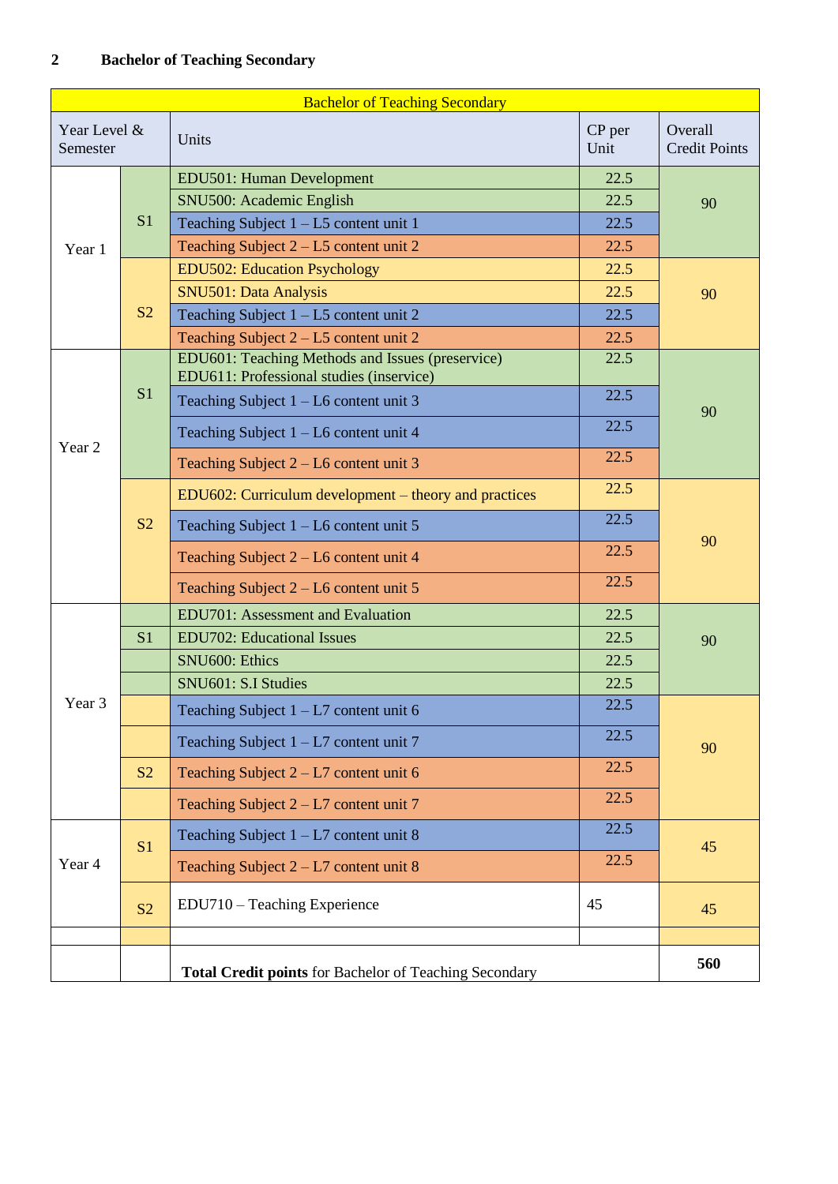## 2 Bachelor of Teaching Secondary

| Bachelor of Teaching Secondary | | | | |
|---|---|---|---|---|
| Year Level & Semester | | Units | CP per Unit | Overall Credit Points |
| Year 1 | S1 | EDU501: Human Development | 22.5 | 90 |
| | | SNU500: Academic English | 22.5 | |
| | | Teaching Subject 1 – L5 content unit 1 | 22.5 | |
| | | Teaching Subject 2 – L5 content unit 2 | 22.5 | |
| | S2 | EDU502: Education Psychology | 22.5 | 90 |
| | | SNU501: Data Analysis | 22.5 | |
| | | Teaching Subject 1 – L5 content unit 2 | 22.5 | |
| | | Teaching Subject 2 – L5 content unit 2 | 22.5 | |
| Year 2 | S1 | EDU601: Teaching Methods and Issues (preservice) EDU611: Professional studies (inservice) | 22.5 | 90 |
| | | Teaching Subject 1 – L6 content unit 3 | 22.5 | |
| | | Teaching Subject 1 – L6 content unit 4 | 22.5 | |
| | | Teaching Subject 2 – L6 content unit 3 | 22.5 | |
| | S2 | EDU602: Curriculum development – theory and practices | 22.5 | 90 |
| | | Teaching Subject 1 – L6 content unit 5 | 22.5 | |
| | | Teaching Subject 2 – L6 content unit 4 | 22.5 | |
| | | Teaching Subject 2 – L6 content unit 5 | 22.5 | |
| Year 3 | S1 | EDU701: Assessment and Evaluation | 22.5 | 90 |
| | | EDU702: Educational Issues | 22.5 | |
| | | SNU600: Ethics | 22.5 | |
| | | SNU601: S.I Studies | 22.5 | |
| | S2 | Teaching Subject 1 – L7 content unit 6 | 22.5 | 90 |
| | | Teaching Subject 1 – L7 content unit 7 | 22.5 | |
| | | Teaching Subject 2 – L7 content unit 6 | 22.5 | |
| | | Teaching Subject 2 – L7 content unit 7 | 22.5 | |
| Year 4 | S1 | Teaching Subject 1 – L7 content unit 8 | 22.5 | 45 |
| | | Teaching Subject 2 – L7 content unit 8 | 22.5 | |
| | S2 | EDU710 – Teaching Experience | 45 | 45 |
| | | | | |
| | | **Total Credit points** for Bachelor of Teaching Secondary | | **560** |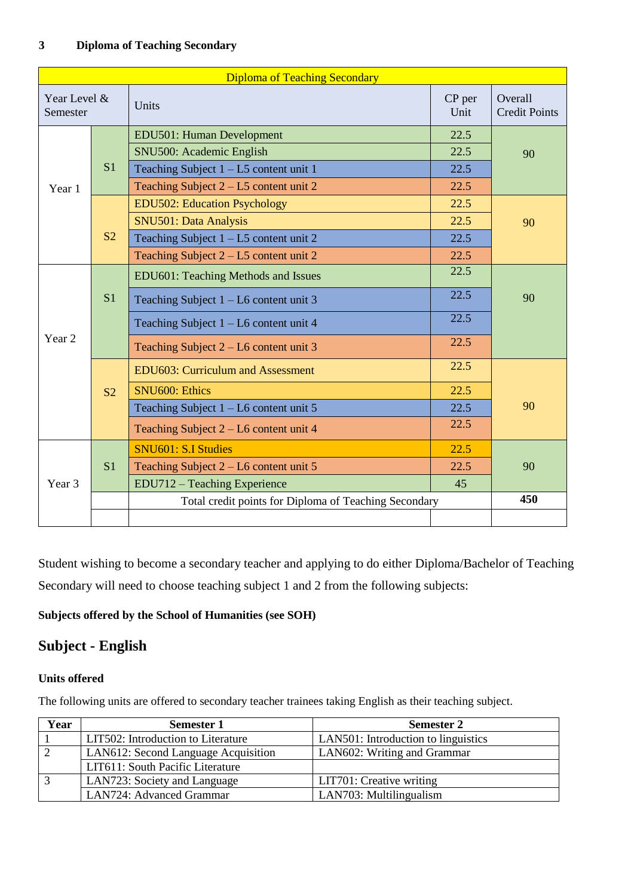## 3 Diploma of Teaching Secondary

| Diploma of Teaching Secondary | | | | |
|---|---|---|---|---|
| Year Level & Semester | | Units | CP per Unit | Overall Credit Points |
| Year 1 | S1 | EDU501: Human Development | 22.5 | 90 |
| | | SNU500: Academic English | 22.5 | |
| | | Teaching Subject 1 – L5 content unit 1 | 22.5 | |
| | | Teaching Subject 2 – L5 content unit 2 | 22.5 | |
| | S2 | EDU502: Education Psychology | 22.5 | 90 |
| | | SNU501: Data Analysis | 22.5 | |
| | | Teaching Subject 1 – L5 content unit 2 | 22.5 | |
| | | Teaching Subject 2 – L5 content unit 2 | 22.5 | |
| Year 2 | S1 | EDU601: Teaching Methods and Issues | 22.5 | 90 |
| | | Teaching Subject 1 – L6 content unit 3 | 22.5 | |
| | | Teaching Subject 1 – L6 content unit 4 | 22.5 | |
| | | Teaching Subject 2 – L6 content unit 3 | 22.5 | |
| | S2 | EDU603: Curriculum and Assessment | 22.5 | 90 |
| | | SNU600: Ethics | 22.5 | |
| | | Teaching Subject 1 – L6 content unit 5 | 22.5 | |
| | | Teaching Subject 2 – L6 content unit 4 | 22.5 | |
| Year 3 | S1 | SNU601: S.I Studies | 22.5 | 90 |
| | | Teaching Subject 2 – L6 content unit 5 | 22.5 | |
| | | EDU712 – Teaching Experience | 45 | |
| | | Total credit points for Diploma of Teaching Secondary | | **450** |
| | | | | |

Student wishing to become a secondary teacher and applying to do either Diploma/Bachelor of Teaching Secondary will need to choose teaching subject 1 and 2 from the following subjects:

**Subjects offered by the School of Humanities (see SOH)**

## Subject - English

**Units offered**

The following units are offered to secondary teacher trainees taking English as their teaching subject.

| Year | Semester 1 | Semester 2 |
|---|---|---|
| 1 | LIT502: Introduction to Literature | LAN501: Introduction to linguistics |
| 2 | LAN612: Second Language Acquisition | LAN602: Writing and Grammar |
| | LIT611: South Pacific Literature | |
| 3 | LAN723: Society and Language | LIT701: Creative writing |
| | LAN724: Advanced Grammar | LAN703: Multilingualism |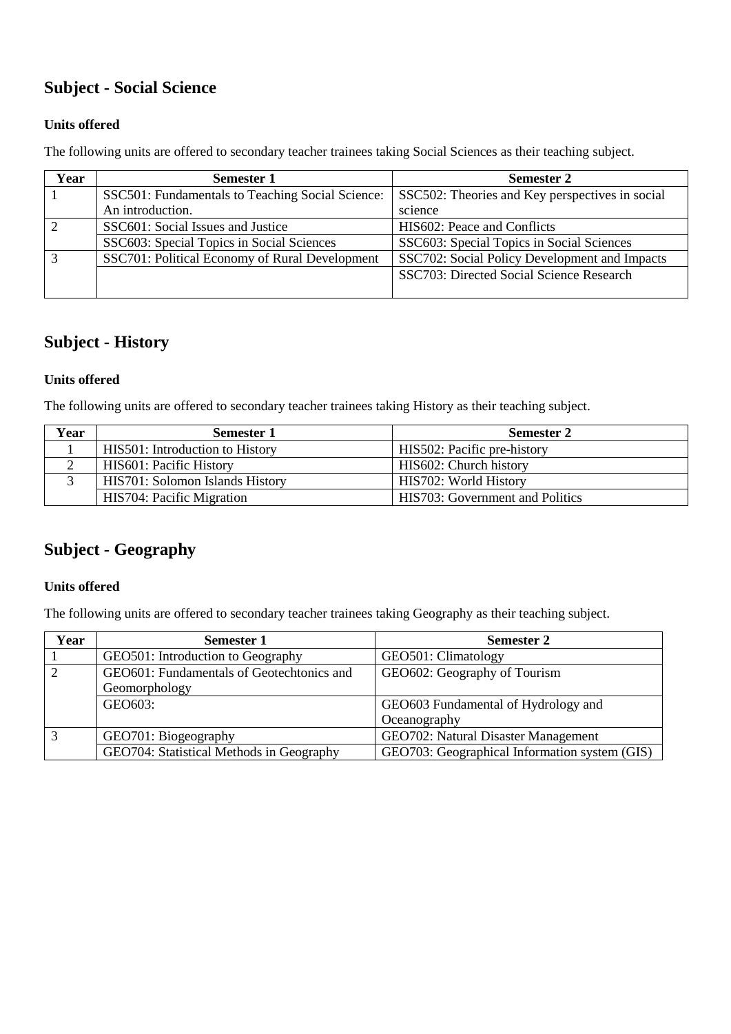## Subject - Social Science

### Units offered

The following units are offered to secondary teacher trainees taking Social Sciences as their teaching subject.

| Year | Semester 1 | Semester 2 |
|---|---|---|
| 1 | SSC501: Fundamentals to Teaching Social Science: An introduction. | SSC502: Theories and Key perspectives in social science |
| 2 | SSC601: Social Issues and Justice | HIS602: Peace and Conflicts |
| | SSC603: Special Topics in Social Sciences | SSC603: Special Topics in Social Sciences |
| 3 | SSC701: Political Economy of Rural Development | SSC702: Social Policy Development and Impacts |
| | | SSC703: Directed Social Science Research |

## Subject - History

### Units offered

The following units are offered to secondary teacher trainees taking History as their teaching subject.

| Year | Semester 1 | Semester 2 |
|---|---|---|
| 1 | HIS501: Introduction to History | HIS502: Pacific pre-history |
| 2 | HIS601: Pacific History | HIS602: Church history |
| 3 | HIS701: Solomon Islands History | HIS702: World History |
| | HIS704: Pacific Migration | HIS703: Government and Politics |

## Subject - Geography

### Units offered

The following units are offered to secondary teacher trainees taking Geography as their teaching subject.

| Year | Semester 1 | Semester 2 |
|---|---|---|
| 1 | GEO501: Introduction to Geography | GEO501: Climatology |
| 2 | GEO601: Fundamentals of Geotechtonics and Geomorphology | GEO602: Geography of Tourism |
| | GEO603: | GEO603 Fundamental of Hydrology and Oceanography |
| 3 | GEO701: Biogeography | GEO702: Natural Disaster Management |
| | GEO704: Statistical Methods in Geography | GEO703: Geographical Information system (GIS) |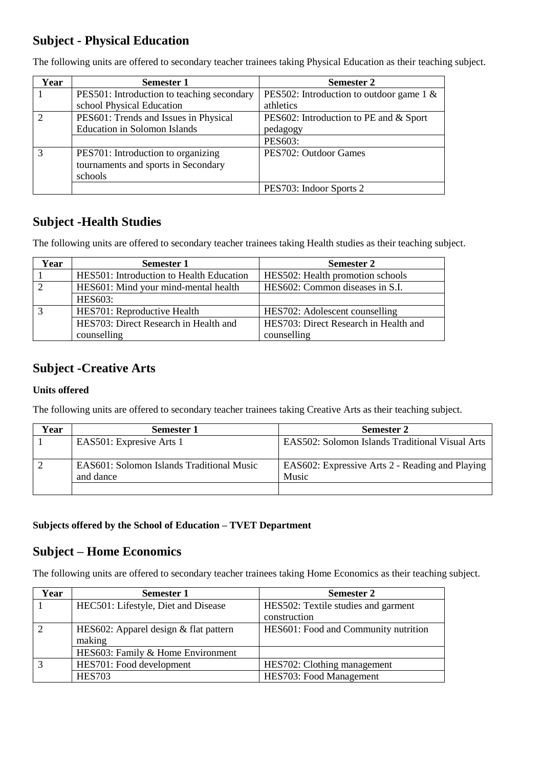## Subject - Physical Education

The following units are offered to secondary teacher trainees taking Physical Education as their teaching subject.

| Year | Semester 1 | Semester 2 |
|---|---|---|
| 1 | PES501: Introduction to teaching secondary school Physical Education | PES502: Introduction to outdoor game 1 & athletics |
| 2 | PES601: Trends and Issues in Physical Education in Solomon Islands | PES602: Introduction to PE and & Sport pedagogy |
| | | PES603: |
| 3 | PES701: Introduction to organizing tournaments and sports in Secondary schools | PES702: Outdoor Games |
| | | PES703: Indoor Sports 2 |

## Subject -Health Studies

The following units are offered to secondary teacher trainees taking Health studies as their teaching subject.

| Year | Semester 1 | Semester 2 |
|---|---|---|
| 1 | HES501: Introduction to Health Education | HES502: Health promotion schools |
| 2 | HES601: Mind your mind-mental health | HES602: Common diseases in S.I. |
| | HES603: | |
| 3 | HES701: Reproductive Health | HES702: Adolescent counselling |
| | HES703: Direct Research in Health and counselling | HES703: Direct Research in Health and counselling |

## Subject -Creative Arts

**Units offered**

The following units are offered to secondary teacher trainees taking Creative Arts as their teaching subject.

| Year | Semester 1 | Semester 2 |
|---|---|---|
| 1 | EAS501: Expresive Arts 1 | EAS502: Solomon Islands Traditional Visual Arts |
| 2 | EAS601: Solomon Islands Traditional Music and dance | EAS602: Expressive Arts 2 - Reading and Playing Music |
| | | |

**Subjects offered by the School of Education – TVET Department**

## Subject – Home Economics

The following units are offered to secondary teacher trainees taking Home Economics as their teaching subject.

| Year | Semester 1 | Semester 2 |
|---|---|---|
| 1 | HEC501: Lifestyle, Diet and Disease | HES502: Textile studies and garment construction |
| 2 | HES602: Apparel design & flat pattern making | HES601: Food and Community nutrition |
| | HES603: Family & Home Environment | |
| 3 | HES701: Food development | HES702: Clothing management |
| | HES703 | HES703: Food Management |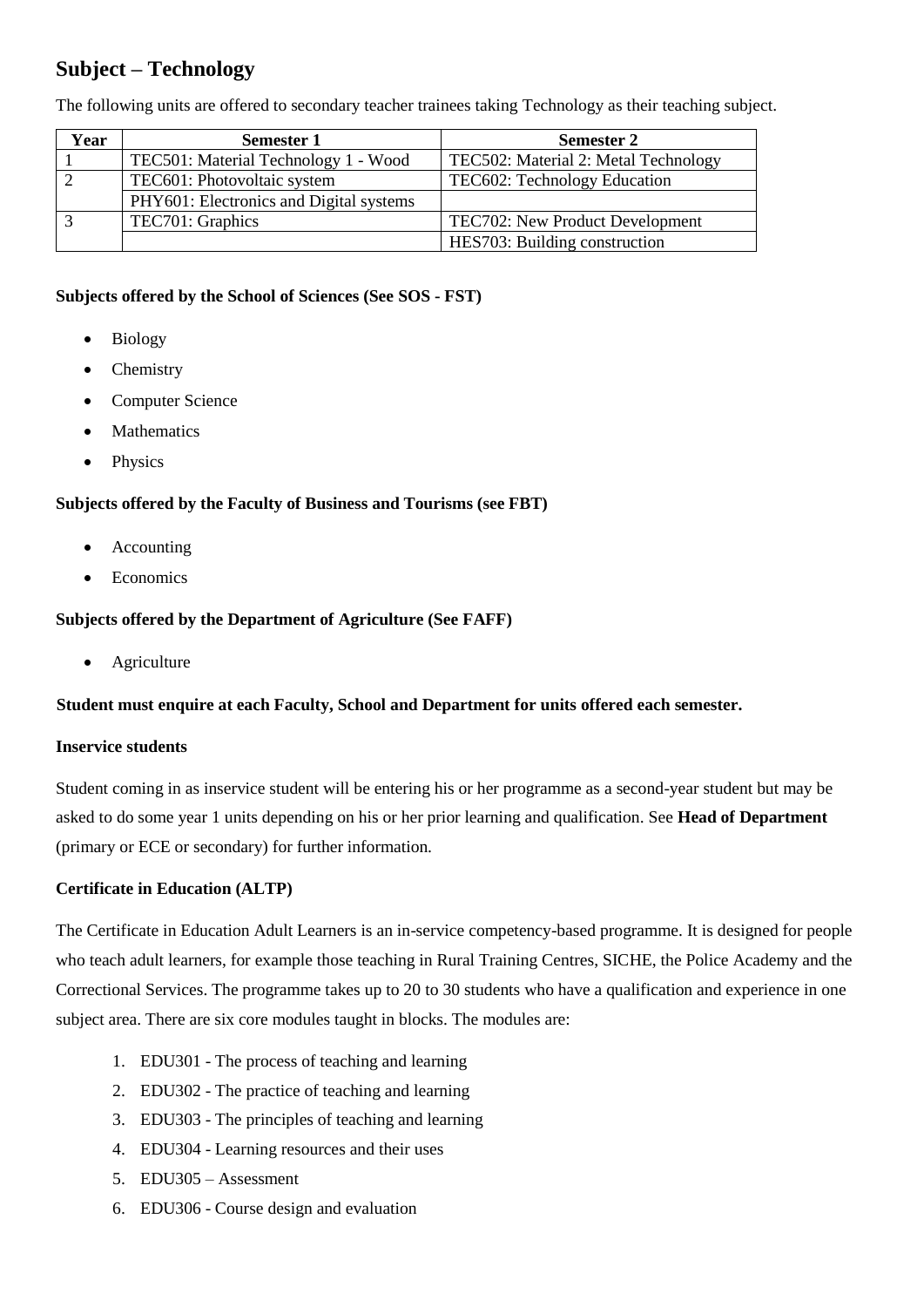## Subject – Technology

The following units are offered to secondary teacher trainees taking Technology as their teaching subject.

| Year | Semester 1 | Semester 2 |
|---|---|---|
| 1 | TEC501: Material Technology 1 - Wood | TEC502: Material 2: Metal Technology |
| 2 | TEC601: Photovoltaic system | TEC602: Technology Education |
| | PHY601: Electronics and Digital systems | |
| 3 | TEC701: Graphics | TEC702: New Product Development |
| | | HES703: Building construction |

**Subjects offered by the School of Sciences (See SOS - FST)**

- Biology
- Chemistry
- Computer Science
- Mathematics
- Physics

**Subjects offered by the Faculty of Business and Tourisms (see FBT)**

- Accounting
- Economics

**Subjects offered by the Department of Agriculture (See FAFF)**

- Agriculture

**Student must enquire at each Faculty, School and Department for units offered each semester.**

**Inservice students**

Student coming in as inservice student will be entering his or her programme as a second-year student but may be asked to do some year 1 units depending on his or her prior learning and qualification. See **Head of Department** (primary or ECE or secondary) for further information.

**Certificate in Education (ALTP)**

The Certificate in Education Adult Learners is an in-service competency-based programme. It is designed for people who teach adult learners, for example those teaching in Rural Training Centres, SICHE, the Police Academy and the Correctional Services. The programme takes up to 20 to 30 students who have a qualification and experience in one subject area. There are six core modules taught in blocks. The modules are:

1. EDU301 - The process of teaching and learning
2. EDU302 - The practice of teaching and learning
3. EDU303 - The principles of teaching and learning
4. EDU304 - Learning resources and their uses
5. EDU305 – Assessment
6. EDU306 - Course design and evaluation